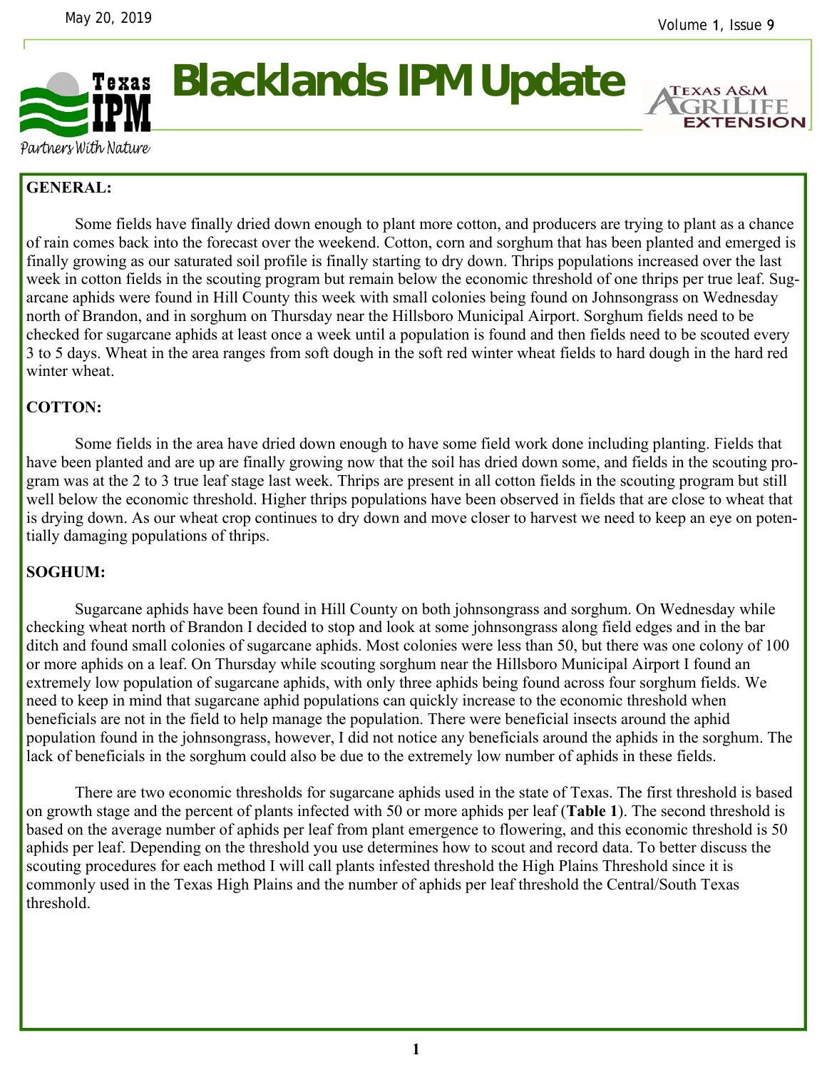# Blacklands IPM Update

Partners With Nature

**GENERAL:**

Some fields have finally dried down enough to plant more cotton, and producers are trying to plant as a chance of rain comes back into the forecast over the weekend. Cotton, corn and sorghum that has been planted and emerged is finally growing as our saturated soil profile is finally starting to dry down. Thrips populations increased over the last week in cotton fields in the scouting program but remain below the economic threshold of one thrips per true leaf. Sugarcane aphids were found in Hill County this week with small colonies being found on Johnsongrass on Wednesday north of Brandon, and in sorghum on Thursday near the Hillsboro Municipal Airport. Sorghum fields need to be checked for sugarcane aphids at least once a week until a population is found and then fields need to be scouted every 3 to 5 days. Wheat in the area ranges from soft dough in the soft red winter wheat fields to hard dough in the hard red winter wheat.

**COTTON:**

Some fields in the area have dried down enough to have some field work done including planting. Fields that have been planted and are up are finally growing now that the soil has dried down some, and fields in the scouting program was at the 2 to 3 true leaf stage last week. Thrips are present in all cotton fields in the scouting program but still well below the economic threshold. Higher thrips populations have been observed in fields that are close to wheat that is drying down. As our wheat crop continues to dry down and move closer to harvest we need to keep an eye on potentially damaging populations of thrips.

**SOGHUM:**

Sugarcane aphids have been found in Hill County on both johnsongrass and sorghum. On Wednesday while checking wheat north of Brandon I decided to stop and look at some johnsongrass along field edges and in the bar ditch and found small colonies of sugarcane aphids. Most colonies were less than 50, but there was one colony of 100 or more aphids on a leaf. On Thursday while scouting sorghum near the Hillsboro Municipal Airport I found an extremely low population of sugarcane aphids, with only three aphids being found across four sorghum fields. We need to keep in mind that sugarcane aphid populations can quickly increase to the economic threshold when beneficials are not in the field to help manage the population. There were beneficial insects around the aphid population found in the johnsongrass, however, I did not notice any beneficials around the aphids in the sorghum. The lack of beneficials in the sorghum could also be due to the extremely low number of aphids in these fields.

There are two economic thresholds for sugarcane aphids used in the state of Texas. The first threshold is based on growth stage and the percent of plants infected with 50 or more aphids per leaf (**Table 1**). The second threshold is based on the average number of aphids per leaf from plant emergence to flowering, and this economic threshold is 50 aphids per leaf. Depending on the threshold you use determines how to scout and record data. To better discuss the scouting procedures for each method I will call plants infested threshold the High Plains Threshold since it is commonly used in the Texas High Plains and the number of aphids per leaf threshold the Central/South Texas threshold.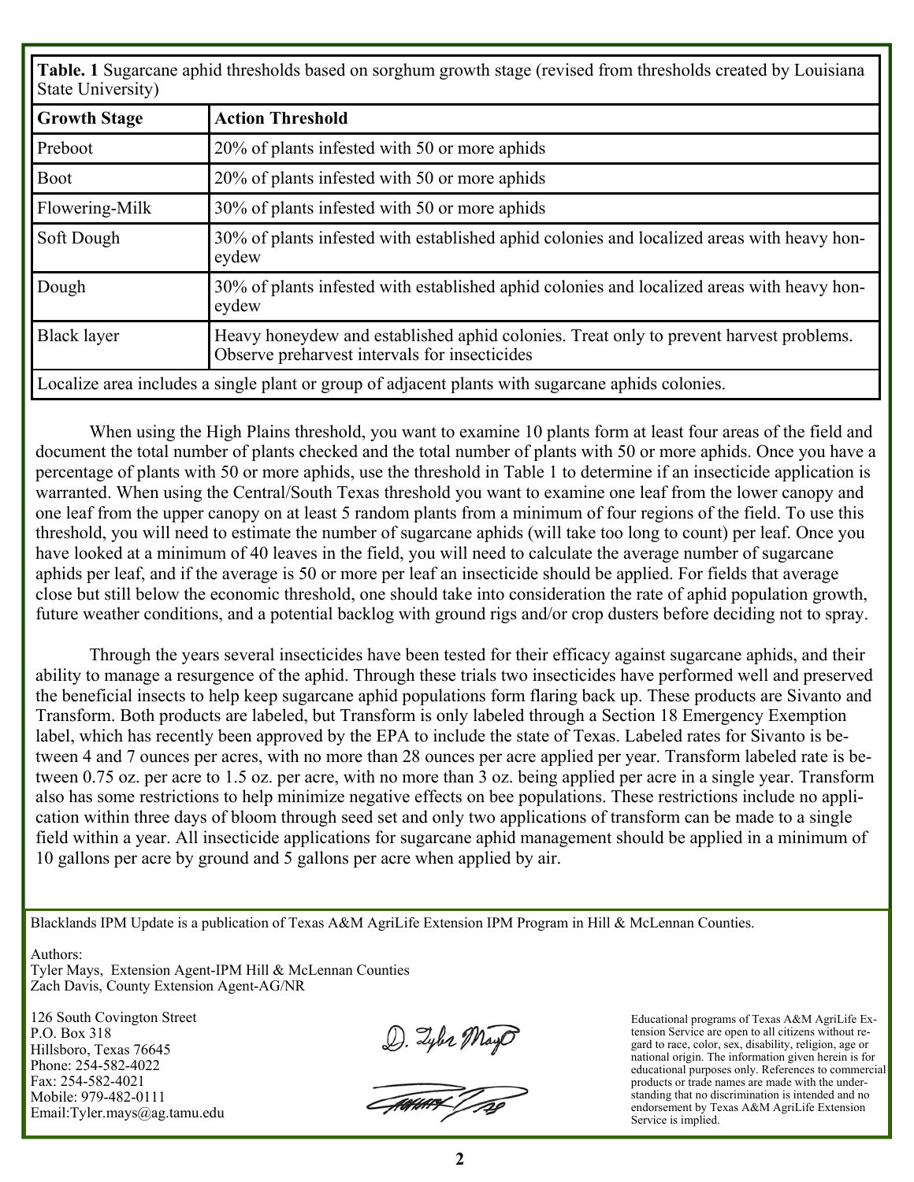**Table. 1** Sugarcane aphid thresholds based on sorghum growth stage (revised from thresholds created by Louisiana State University)

| Growth Stage | Action Threshold |
|---|---|
| Preboot | 20% of plants infested with 50 or more aphids |
| Boot | 20% of plants infested with 50 or more aphids |
| Flowering-Milk | 30% of plants infested with 50 or more aphids |
| Soft Dough | 30% of plants infested with established aphid colonies and localized areas with heavy honeydew |
| Dough | 30% of plants infested with established aphid colonies and localized areas with heavy honeydew |
| Black layer | Heavy honeydew and established aphid colonies. Treat only to prevent harvest problems. Observe preharvest intervals for insecticides |

Localize area includes a single plant or group of adjacent plants with sugarcane aphids colonies.

When using the High Plains threshold, you want to examine 10 plants form at least four areas of the field and document the total number of plants checked and the total number of plants with 50 or more aphids. Once you have a percentage of plants with 50 or more aphids, use the threshold in Table 1 to determine if an insecticide application is warranted. When using the Central/South Texas threshold you want to examine one leaf from the lower canopy and one leaf from the upper canopy on at least 5 random plants from a minimum of four regions of the field. To use this threshold, you will need to estimate the number of sugarcane aphids (will take too long to count) per leaf. Once you have looked at a minimum of 40 leaves in the field, you will need to calculate the average number of sugarcane aphids per leaf, and if the average is 50 or more per leaf an insecticide should be applied. For fields that average close but still below the economic threshold, one should take into consideration the rate of aphid population growth, future weather conditions, and a potential backlog with ground rigs and/or crop dusters before deciding not to spray.

Through the years several insecticides have been tested for their efficacy against sugarcane aphids, and their ability to manage a resurgence of the aphid. Through these trials two insecticides have performed well and preserved the beneficial insects to help keep sugarcane aphid populations form flaring back up. These products are Sivanto and Transform. Both products are labeled, but Transform is only labeled through a Section 18 Emergency Exemption label, which has recently been approved by the EPA to include the state of Texas. Labeled rates for Sivanto is between 4 and 7 ounces per acres, with no more than 28 ounces per acre applied per year. Transform labeled rate is between 0.75 oz. per acre to 1.5 oz. per acre, with no more than 3 oz. being applied per acre in a single year. Transform also has some restrictions to help minimize negative effects on bee populations. These restrictions include no application within three days of bloom through seed set and only two applications of transform can be made to a single field within a year. All insecticide applications for sugarcane aphid management should be applied in a minimum of 10 gallons per acre by ground and 5 gallons per acre when applied by air.

Blacklands IPM Update is a publication of Texas A&M AgriLife Extension IPM Program in Hill & McLennan Counties.

Authors:
Tyler Mays, Extension Agent-IPM Hill & McLennan Counties
Zach Davis, County Extension Agent-AG/NR

126 South Covington Street
P.O. Box 318
Hillsboro, Texas 76645
Phone: 254-582-4022
Fax: 254-582-4021
Mobile: 979-482-0111
Email:Tyler.mays@ag.tamu.edu

Educational programs of Texas A&M AgriLife Extension Service are open to all citizens without regard to race, color, sex, disability, religion, age or national origin. The information given herein is for educational purposes only. References to commercial products or trade names are made with the understanding that no discrimination is intended and no endorsement by Texas A&M AgriLife Extension Service is implied.